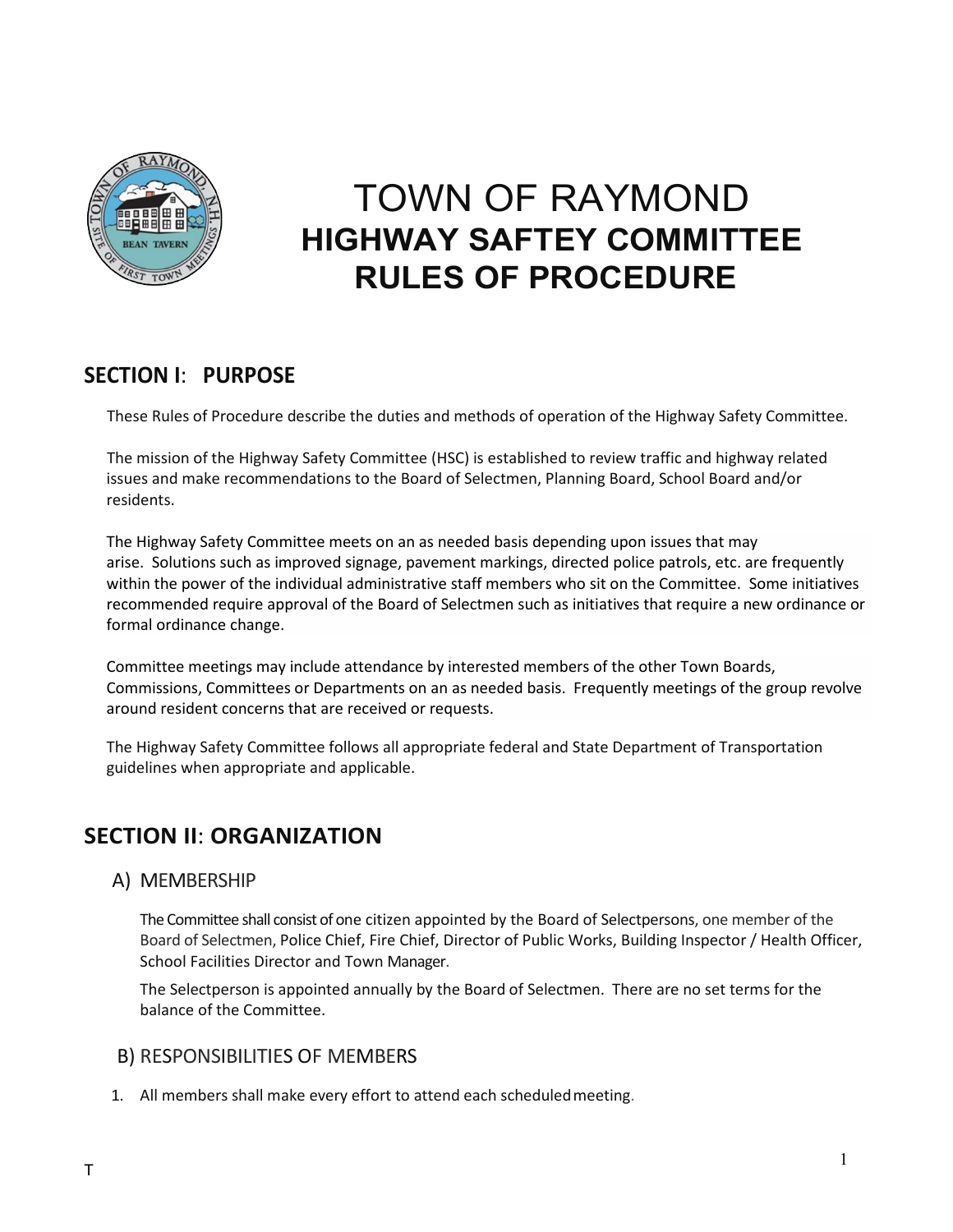# TOWN OF RAYMOND
## HIGHWAY SAFTEY COMMITTEE RULES OF PROCEDURE

## SECTION I: PURPOSE

These Rules of Procedure describe the duties and methods of operation of the Highway Safety Committee.

The mission of the Highway Safety Committee (HSC) is established to review traffic and highway related issues and make recommendations to the Board of Selectmen, Planning Board, School Board and/or residents.

The Highway Safety Committee meets on an as needed basis depending upon issues that may arise. Solutions such as improved signage, pavement markings, directed police patrols, etc. are frequently within the power of the individual administrative staff members who sit on the Committee. Some initiatives recommended require approval of the Board of Selectmen such as initiatives that require a new ordinance or formal ordinance change.

Committee meetings may include attendance by interested members of the other Town Boards, Commissions, Committees or Departments on an as needed basis. Frequently meetings of the group revolve around resident concerns that are received or requests.

The Highway Safety Committee follows all appropriate federal and State Department of Transportation guidelines when appropriate and applicable.

## SECTION II: ORGANIZATION

### A) MEMBERSHIP

The Committee shall consist of one citizen appointed by the Board of Selectpersons, one member of the Board of Selectmen, Police Chief, Fire Chief, Director of Public Works, Building Inspector / Health Officer, School Facilities Director and Town Manager.

The Selectperson is appointed annually by the Board of Selectmen. There are no set terms for the balance of the Committee.

### B) RESPONSIBILITIES OF MEMBERS

1. All members shall make every effort to attend each scheduled meeting.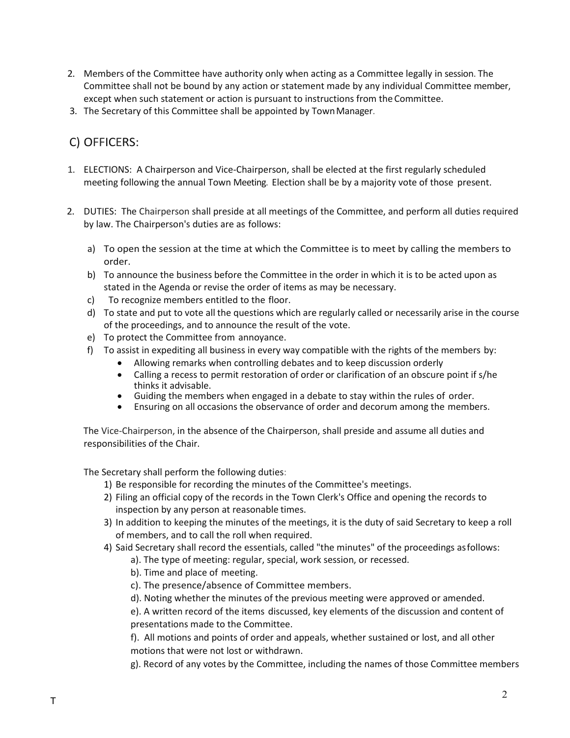2. Members of the Committee have authority only when acting as a Committee legally in session. The Committee shall not be bound by any action or statement made by any individual Committee member, except when such statement or action is pursuant to instructions from the Committee.
3. The Secretary of this Committee shall be appointed by Town Manager.

## C) OFFICERS:

1. ELECTIONS: A Chairperson and Vice-Chairperson, shall be elected at the first regularly scheduled meeting following the annual Town Meeting. Election shall be by a majority vote of those present.

2. DUTIES: The Chairperson shall preside at all meetings of the Committee, and perform all duties required by law. The Chairperson's duties are as follows:

   a) To open the session at the time at which the Committee is to meet by calling the members to order.
   b) To announce the business before the Committee in the order in which it is to be acted upon as stated in the Agenda or revise the order of items as may be necessary.
   c) To recognize members entitled to the floor.
   d) To state and put to vote all the questions which are regularly called or necessarily arise in the course of the proceedings, and to announce the result of the vote.
   e) To protect the Committee from annoyance.
   f) To assist in expediting all business in every way compatible with the rights of the members by:
      - Allowing remarks when controlling debates and to keep discussion orderly
      - Calling a recess to permit restoration of order or clarification of an obscure point if s/he thinks it advisable.
      - Guiding the members when engaged in a debate to stay within the rules of order.
      - Ensuring on all occasions the observance of order and decorum among the members.

   The Vice-Chairperson, in the absence of the Chairperson, shall preside and assume all duties and responsibilities of the Chair.

   The Secretary shall perform the following duties:

   1) Be responsible for recording the minutes of the Committee's meetings.
   2) Filing an official copy of the records in the Town Clerk's Office and opening the records to inspection by any person at reasonable times.
   3) In addition to keeping the minutes of the meetings, it is the duty of said Secretary to keep a roll of members, and to call the roll when required.
   4) Said Secretary shall record the essentials, called "the minutes" of the proceedings as follows:

      a). The type of meeting: regular, special, work session, or recessed.

      b). Time and place of meeting.

      c). The presence/absence of Committee members.

      d). Noting whether the minutes of the previous meeting were approved or amended.

      e). A written record of the items discussed, key elements of the discussion and content of presentations made to the Committee.

      f). All motions and points of order and appeals, whether sustained or lost, and all other motions that were not lost or withdrawn.

      g). Record of any votes by the Committee, including the names of those Committee members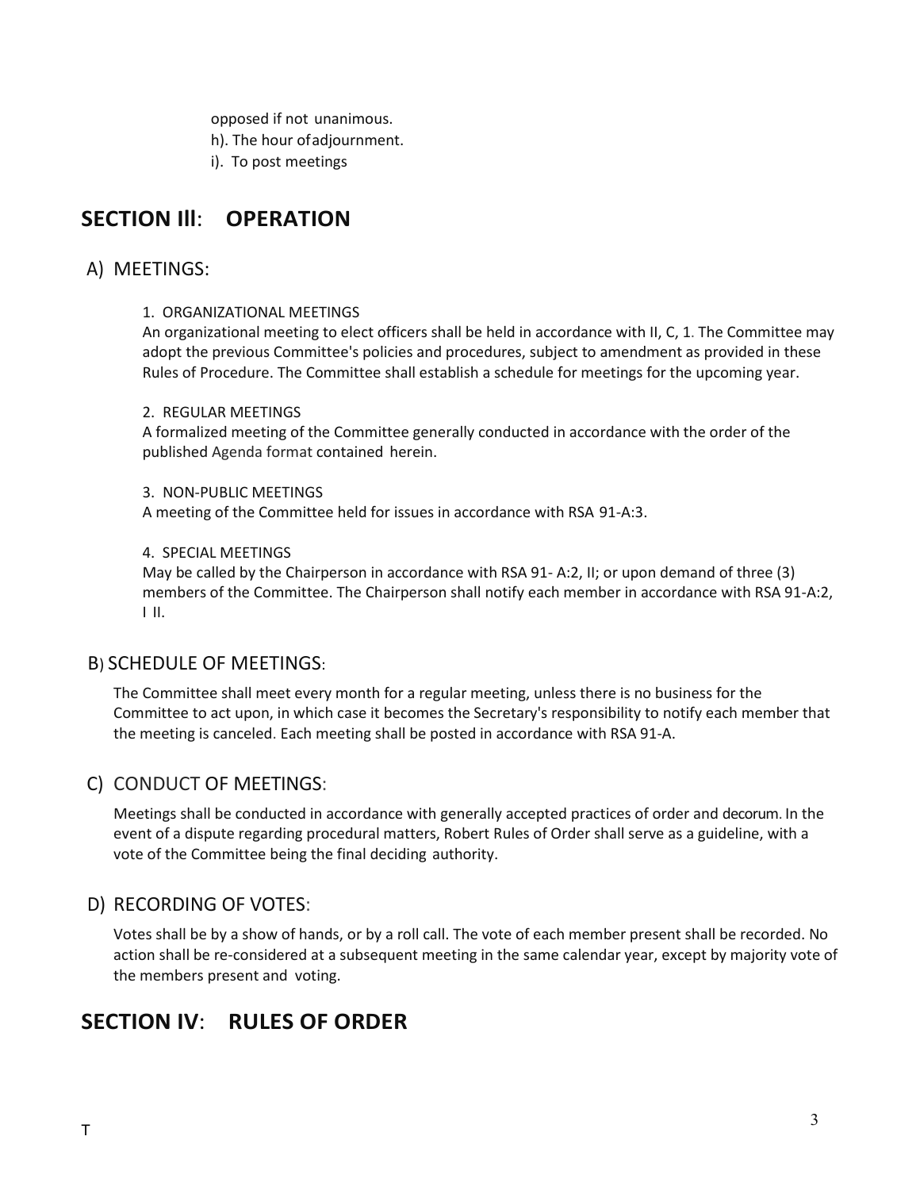opposed if not unanimous.

h). The hour of adjournment.

i). To post meetings

## SECTION III: OPERATION

### A) MEETINGS:

1. ORGANIZATIONAL MEETINGS

An organizational meeting to elect officers shall be held in accordance with II, C, 1. The Committee may adopt the previous Committee's policies and procedures, subject to amendment as provided in these Rules of Procedure. The Committee shall establish a schedule for meetings for the upcoming year.

2. REGULAR MEETINGS

A formalized meeting of the Committee generally conducted in accordance with the order of the published Agenda format contained herein.

3. NON-PUBLIC MEETINGS

A meeting of the Committee held for issues in accordance with RSA 91-A:3.

4. SPECIAL MEETINGS

May be called by the Chairperson in accordance with RSA 91- A:2, II; or upon demand of three (3) members of the Committee. The Chairperson shall notify each member in accordance with RSA 91-A:2, I II.

### B) SCHEDULE OF MEETINGS:

The Committee shall meet every month for a regular meeting, unless there is no business for the Committee to act upon, in which case it becomes the Secretary's responsibility to notify each member that the meeting is canceled. Each meeting shall be posted in accordance with RSA 91-A.

### C) CONDUCT OF MEETINGS:

Meetings shall be conducted in accordance with generally accepted practices of order and decorum. In the event of a dispute regarding procedural matters, Robert Rules of Order shall serve as a guideline, with a vote of the Committee being the final deciding authority.

### D) RECORDING OF VOTES:

Votes shall be by a show of hands, or by a roll call. The vote of each member present shall be recorded. No action shall be re-considered at a subsequent meeting in the same calendar year, except by majority vote of the members present and voting.

## SECTION IV: RULES OF ORDER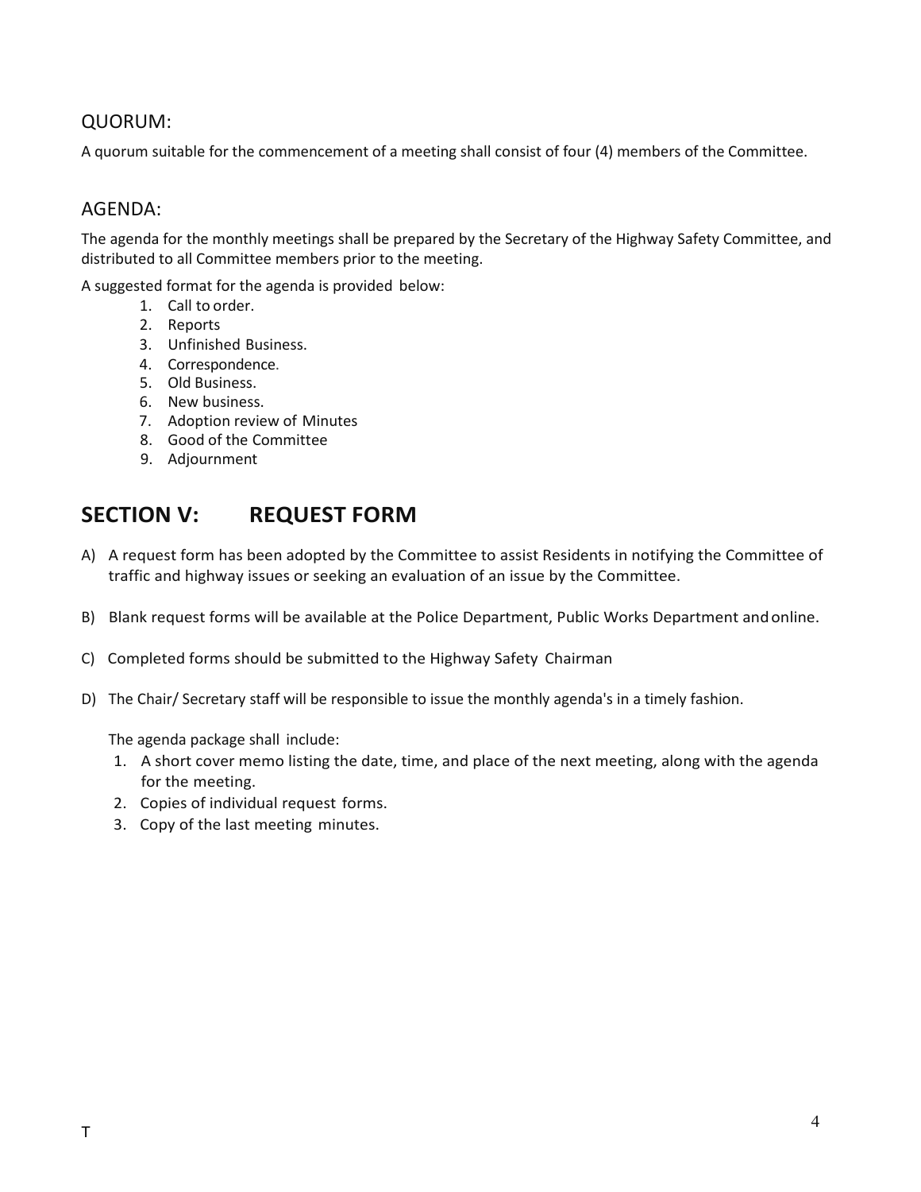## QUORUM:

A quorum suitable for the commencement of a meeting shall consist of four (4) members of the Committee.

## AGENDA:

The agenda for the monthly meetings shall be prepared by the Secretary of the Highway Safety Committee, and distributed to all Committee members prior to the meeting.

A suggested format for the agenda is provided below:

1. Call to order.
2. Reports
3. Unfinished Business.
4. Correspondence.
5. Old Business.
6. New business.
7. Adoption review of Minutes
8. Good of the Committee
9. Adjournment

# SECTION V: REQUEST FORM

A) A request form has been adopted by the Committee to assist Residents in notifying the Committee of traffic and highway issues or seeking an evaluation of an issue by the Committee.

B) Blank request forms will be available at the Police Department, Public Works Department and online.

C) Completed forms should be submitted to the Highway Safety Chairman

D) The Chair/ Secretary staff will be responsible to issue the monthly agenda's in a timely fashion.

The agenda package shall include:

1. A short cover memo listing the date, time, and place of the next meeting, along with the agenda for the meeting.
2. Copies of individual request forms.
3. Copy of the last meeting minutes.

T